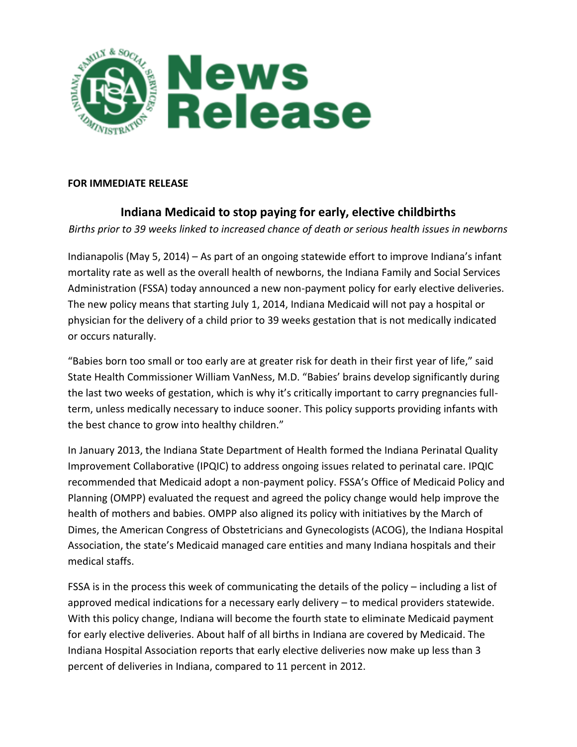**News Release**

**FOR IMMEDIATE RELEASE**

## Indiana Medicaid to stop paying for early, elective childbirths

*Births prior to 39 weeks linked to increased chance of death or serious health issues in newborns*

Indianapolis (May 5, 2014) – As part of an ongoing statewide effort to improve Indiana's infant mortality rate as well as the overall health of newborns, the Indiana Family and Social Services Administration (FSSA) today announced a new non-payment policy for early elective deliveries. The new policy means that starting July 1, 2014, Indiana Medicaid will not pay a hospital or physician for the delivery of a child prior to 39 weeks gestation that is not medically indicated or occurs naturally.

"Babies born too small or too early are at greater risk for death in their first year of life," said State Health Commissioner William VanNess, M.D. "Babies' brains develop significantly during the last two weeks of gestation, which is why it's critically important to carry pregnancies full-term, unless medically necessary to induce sooner. This policy supports providing infants with the best chance to grow into healthy children."

In January 2013, the Indiana State Department of Health formed the Indiana Perinatal Quality Improvement Collaborative (IPQIC) to address ongoing issues related to perinatal care. IPQIC recommended that Medicaid adopt a non-payment policy. FSSA's Office of Medicaid Policy and Planning (OMPP) evaluated the request and agreed the policy change would help improve the health of mothers and babies. OMPP also aligned its policy with initiatives by the March of Dimes, the American Congress of Obstetricians and Gynecologists (ACOG), the Indiana Hospital Association, the state's Medicaid managed care entities and many Indiana hospitals and their medical staffs.

FSSA is in the process this week of communicating the details of the policy – including a list of approved medical indications for a necessary early delivery – to medical providers statewide. With this policy change, Indiana will become the fourth state to eliminate Medicaid payment for early elective deliveries. About half of all births in Indiana are covered by Medicaid. The Indiana Hospital Association reports that early elective deliveries now make up less than 3 percent of deliveries in Indiana, compared to 11 percent in 2012.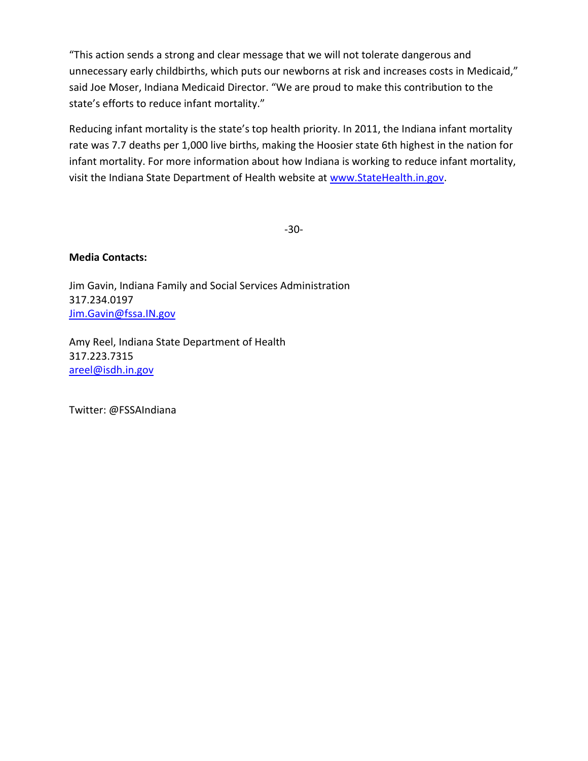"This action sends a strong and clear message that we will not tolerate dangerous and unnecessary early childbirths, which puts our newborns at risk and increases costs in Medicaid," said Joe Moser, Indiana Medicaid Director. "We are proud to make this contribution to the state's efforts to reduce infant mortality."

Reducing infant mortality is the state's top health priority. In 2011, the Indiana infant mortality rate was 7.7 deaths per 1,000 live births, making the Hoosier state 6th highest in the nation for infant mortality. For more information about how Indiana is working to reduce infant mortality, visit the Indiana State Department of Health website at www.StateHealth.in.gov.

-30-

**Media Contacts:**

Jim Gavin, Indiana Family and Social Services Administration
317.234.0197
Jim.Gavin@fssa.IN.gov

Amy Reel, Indiana State Department of Health
317.223.7315
areel@isdh.in.gov

Twitter: @FSSAIndiana